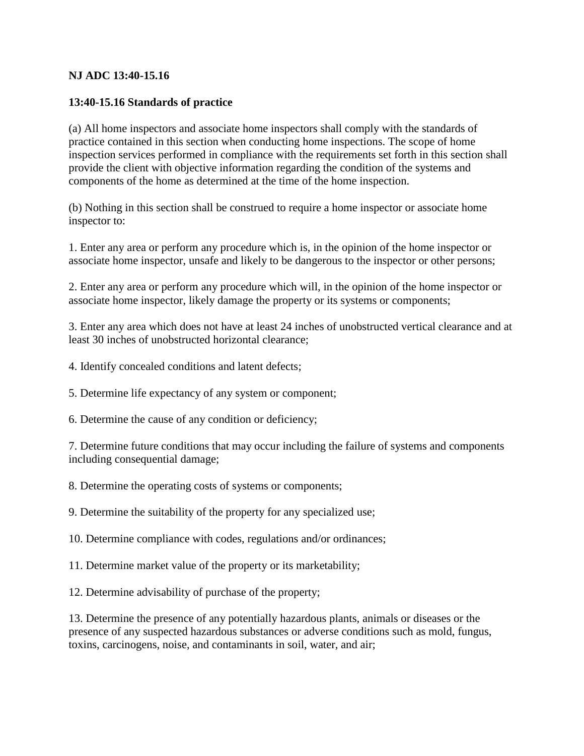**NJ ADC 13:40-15.16**

**13:40-15.16 Standards of practice**

(a) All home inspectors and associate home inspectors shall comply with the standards of practice contained in this section when conducting home inspections. The scope of home inspection services performed in compliance with the requirements set forth in this section shall provide the client with objective information regarding the condition of the systems and components of the home as determined at the time of the home inspection.

(b) Nothing in this section shall be construed to require a home inspector or associate home inspector to:

1. Enter any area or perform any procedure which is, in the opinion of the home inspector or associate home inspector, unsafe and likely to be dangerous to the inspector or other persons;

2. Enter any area or perform any procedure which will, in the opinion of the home inspector or associate home inspector, likely damage the property or its systems or components;

3. Enter any area which does not have at least 24 inches of unobstructed vertical clearance and at least 30 inches of unobstructed horizontal clearance;

4. Identify concealed conditions and latent defects;

5. Determine life expectancy of any system or component;

6. Determine the cause of any condition or deficiency;

7. Determine future conditions that may occur including the failure of systems and components including consequential damage;

8. Determine the operating costs of systems or components;

9. Determine the suitability of the property for any specialized use;

10. Determine compliance with codes, regulations and/or ordinances;

11. Determine market value of the property or its marketability;

12. Determine advisability of purchase of the property;

13. Determine the presence of any potentially hazardous plants, animals or diseases or the presence of any suspected hazardous substances or adverse conditions such as mold, fungus, toxins, carcinogens, noise, and contaminants in soil, water, and air;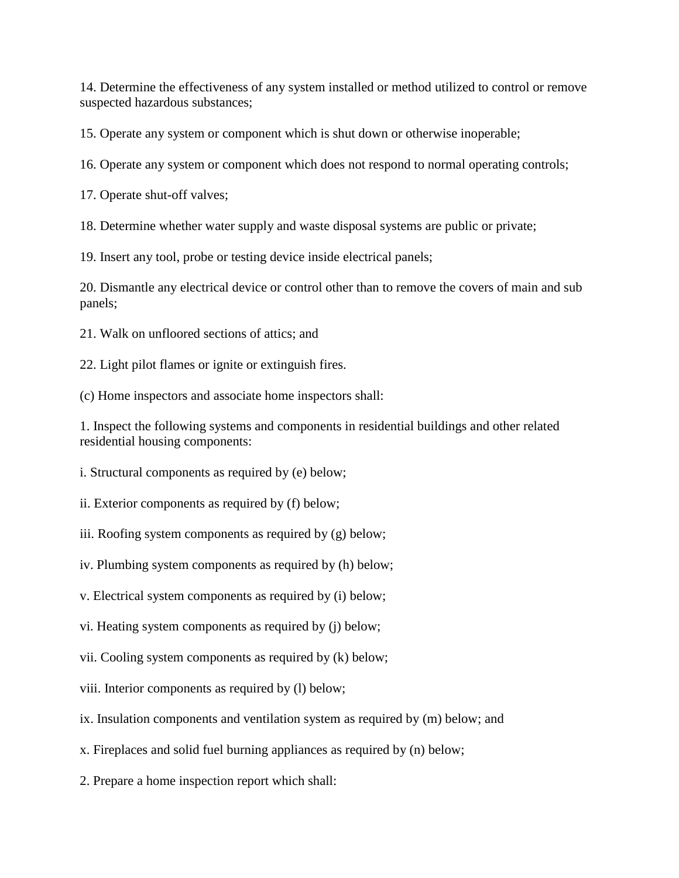14. Determine the effectiveness of any system installed or method utilized to control or remove suspected hazardous substances;

15. Operate any system or component which is shut down or otherwise inoperable;

16. Operate any system or component which does not respond to normal operating controls;

17. Operate shut-off valves;

18. Determine whether water supply and waste disposal systems are public or private;

19. Insert any tool, probe or testing device inside electrical panels;

20. Dismantle any electrical device or control other than to remove the covers of main and sub panels;

21. Walk on unfloored sections of attics; and

22. Light pilot flames or ignite or extinguish fires.

(c) Home inspectors and associate home inspectors shall:

1. Inspect the following systems and components in residential buildings and other related residential housing components:

i. Structural components as required by (e) below;

ii. Exterior components as required by (f) below;

iii. Roofing system components as required by (g) below;

iv. Plumbing system components as required by (h) below;

v. Electrical system components as required by (i) below;

vi. Heating system components as required by (j) below;

vii. Cooling system components as required by (k) below;

viii. Interior components as required by (l) below;

ix. Insulation components and ventilation system as required by (m) below; and

x. Fireplaces and solid fuel burning appliances as required by (n) below;

2. Prepare a home inspection report which shall: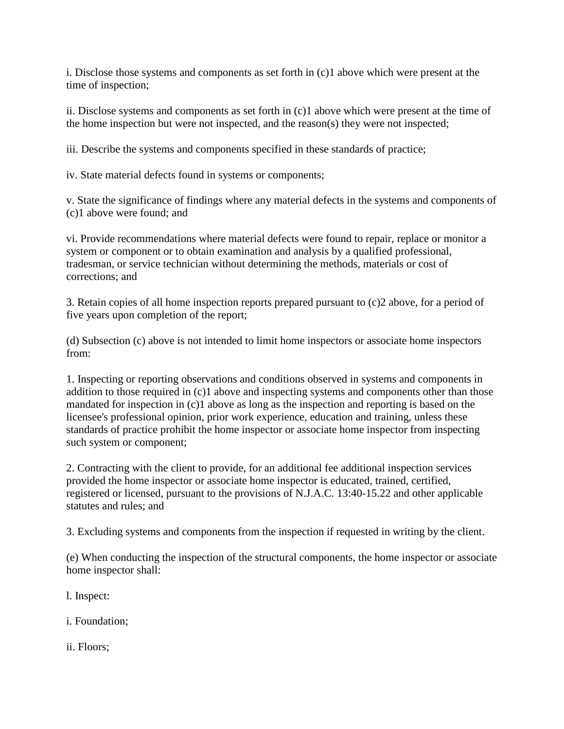i. Disclose those systems and components as set forth in (c)1 above which were present at the time of inspection;

ii. Disclose systems and components as set forth in (c)1 above which were present at the time of the home inspection but were not inspected, and the reason(s) they were not inspected;

iii. Describe the systems and components specified in these standards of practice;

iv. State material defects found in systems or components;

v. State the significance of findings where any material defects in the systems and components of (c)1 above were found; and

vi. Provide recommendations where material defects were found to repair, replace or monitor a system or component or to obtain examination and analysis by a qualified professional, tradesman, or service technician without determining the methods, materials or cost of corrections; and

3. Retain copies of all home inspection reports prepared pursuant to (c)2 above, for a period of five years upon completion of the report;

(d) Subsection (c) above is not intended to limit home inspectors or associate home inspectors from:

1. Inspecting or reporting observations and conditions observed in systems and components in addition to those required in (c)1 above and inspecting systems and components other than those mandated for inspection in (c)1 above as long as the inspection and reporting is based on the licensee's professional opinion, prior work experience, education and training, unless these standards of practice prohibit the home inspector or associate home inspector from inspecting such system or component;

2. Contracting with the client to provide, for an additional fee additional inspection services provided the home inspector or associate home inspector is educated, trained, certified, registered or licensed, pursuant to the provisions of N.J.A.C. 13:40-15.22 and other applicable statutes and rules; and

3. Excluding systems and components from the inspection if requested in writing by the client.

(e) When conducting the inspection of the structural components, the home inspector or associate home inspector shall:

l. Inspect:

i. Foundation;

ii. Floors;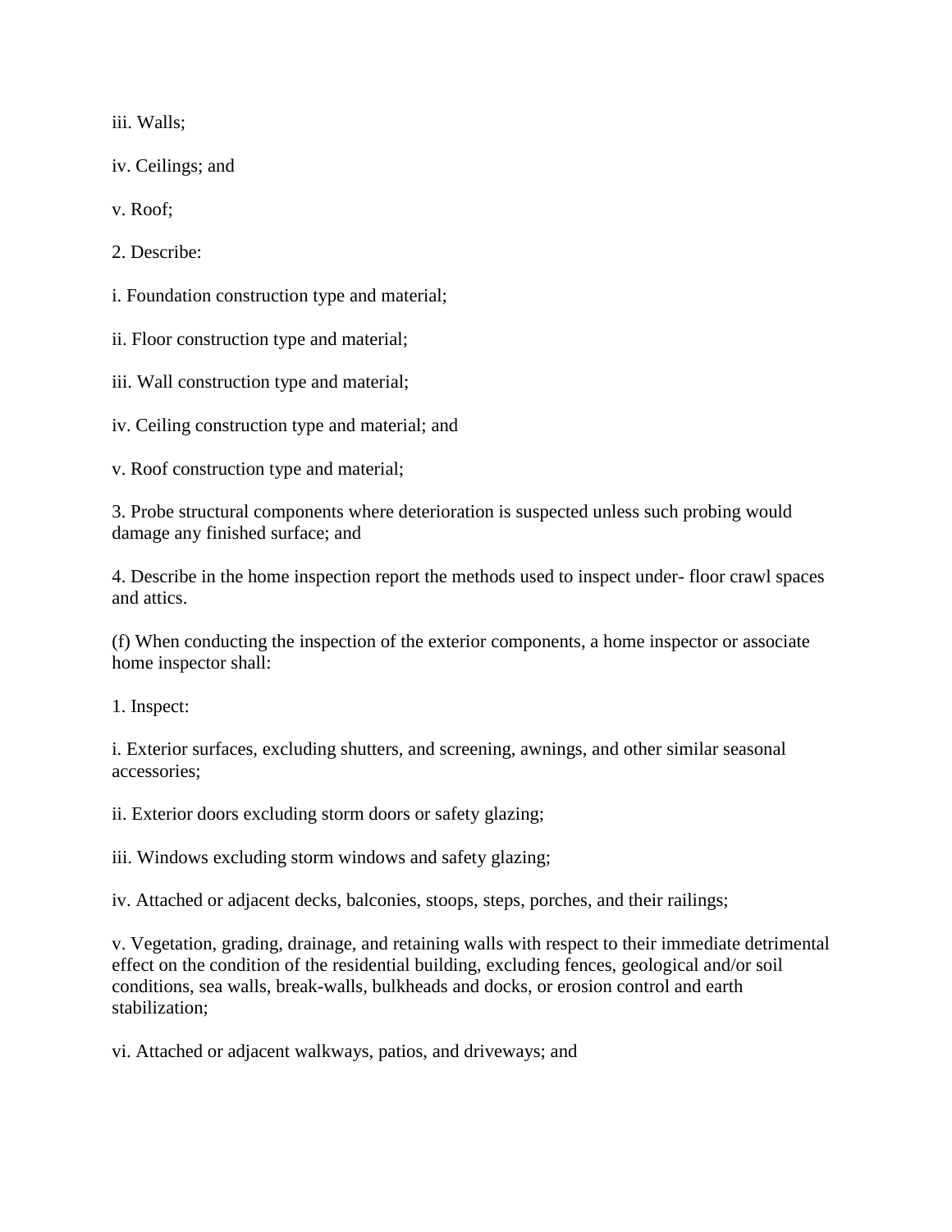iii. Walls;

iv. Ceilings; and

v. Roof;

2. Describe:

i. Foundation construction type and material;

ii. Floor construction type and material;

iii. Wall construction type and material;

iv. Ceiling construction type and material; and

v. Roof construction type and material;

3. Probe structural components where deterioration is suspected unless such probing would damage any finished surface; and

4. Describe in the home inspection report the methods used to inspect under- floor crawl spaces and attics.

(f) When conducting the inspection of the exterior components, a home inspector or associate home inspector shall:

1. Inspect:

i. Exterior surfaces, excluding shutters, and screening, awnings, and other similar seasonal accessories;

ii. Exterior doors excluding storm doors or safety glazing;

iii. Windows excluding storm windows and safety glazing;

iv. Attached or adjacent decks, balconies, stoops, steps, porches, and their railings;

v. Vegetation, grading, drainage, and retaining walls with respect to their immediate detrimental effect on the condition of the residential building, excluding fences, geological and/or soil conditions, sea walls, break-walls, bulkheads and docks, or erosion control and earth stabilization;

vi. Attached or adjacent walkways, patios, and driveways; and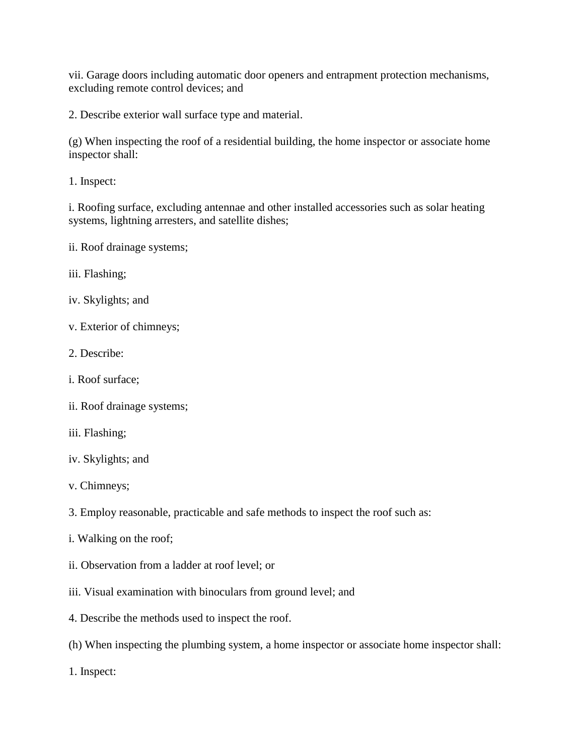vii. Garage doors including automatic door openers and entrapment protection mechanisms, excluding remote control devices; and

2. Describe exterior wall surface type and material.

(g) When inspecting the roof of a residential building, the home inspector or associate home inspector shall:

1. Inspect:

i. Roofing surface, excluding antennae and other installed accessories such as solar heating systems, lightning arresters, and satellite dishes;

ii. Roof drainage systems;

iii. Flashing;

iv. Skylights; and

v. Exterior of chimneys;

2. Describe:

i. Roof surface;

ii. Roof drainage systems;

iii. Flashing;

iv. Skylights; and

v. Chimneys;

3. Employ reasonable, practicable and safe methods to inspect the roof such as:

i. Walking on the roof;

ii. Observation from a ladder at roof level; or

iii. Visual examination with binoculars from ground level; and

4. Describe the methods used to inspect the roof.

(h) When inspecting the plumbing system, a home inspector or associate home inspector shall:

1. Inspect: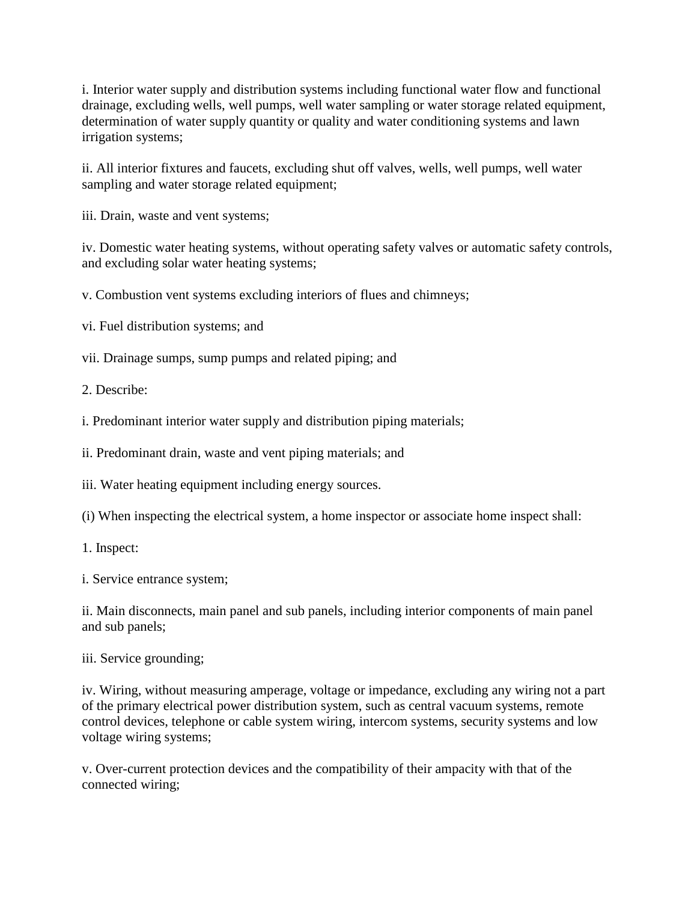i. Interior water supply and distribution systems including functional water flow and functional drainage, excluding wells, well pumps, well water sampling or water storage related equipment, determination of water supply quantity or quality and water conditioning systems and lawn irrigation systems;

ii. All interior fixtures and faucets, excluding shut off valves, wells, well pumps, well water sampling and water storage related equipment;

iii. Drain, waste and vent systems;

iv. Domestic water heating systems, without operating safety valves or automatic safety controls, and excluding solar water heating systems;

v. Combustion vent systems excluding interiors of flues and chimneys;

vi. Fuel distribution systems; and

vii. Drainage sumps, sump pumps and related piping; and

2. Describe:

i. Predominant interior water supply and distribution piping materials;

ii. Predominant drain, waste and vent piping materials; and

iii. Water heating equipment including energy sources.

(i) When inspecting the electrical system, a home inspector or associate home inspect shall:

1. Inspect:

i. Service entrance system;

ii. Main disconnects, main panel and sub panels, including interior components of main panel and sub panels;

iii. Service grounding;

iv. Wiring, without measuring amperage, voltage or impedance, excluding any wiring not a part of the primary electrical power distribution system, such as central vacuum systems, remote control devices, telephone or cable system wiring, intercom systems, security systems and low voltage wiring systems;

v. Over-current protection devices and the compatibility of their ampacity with that of the connected wiring;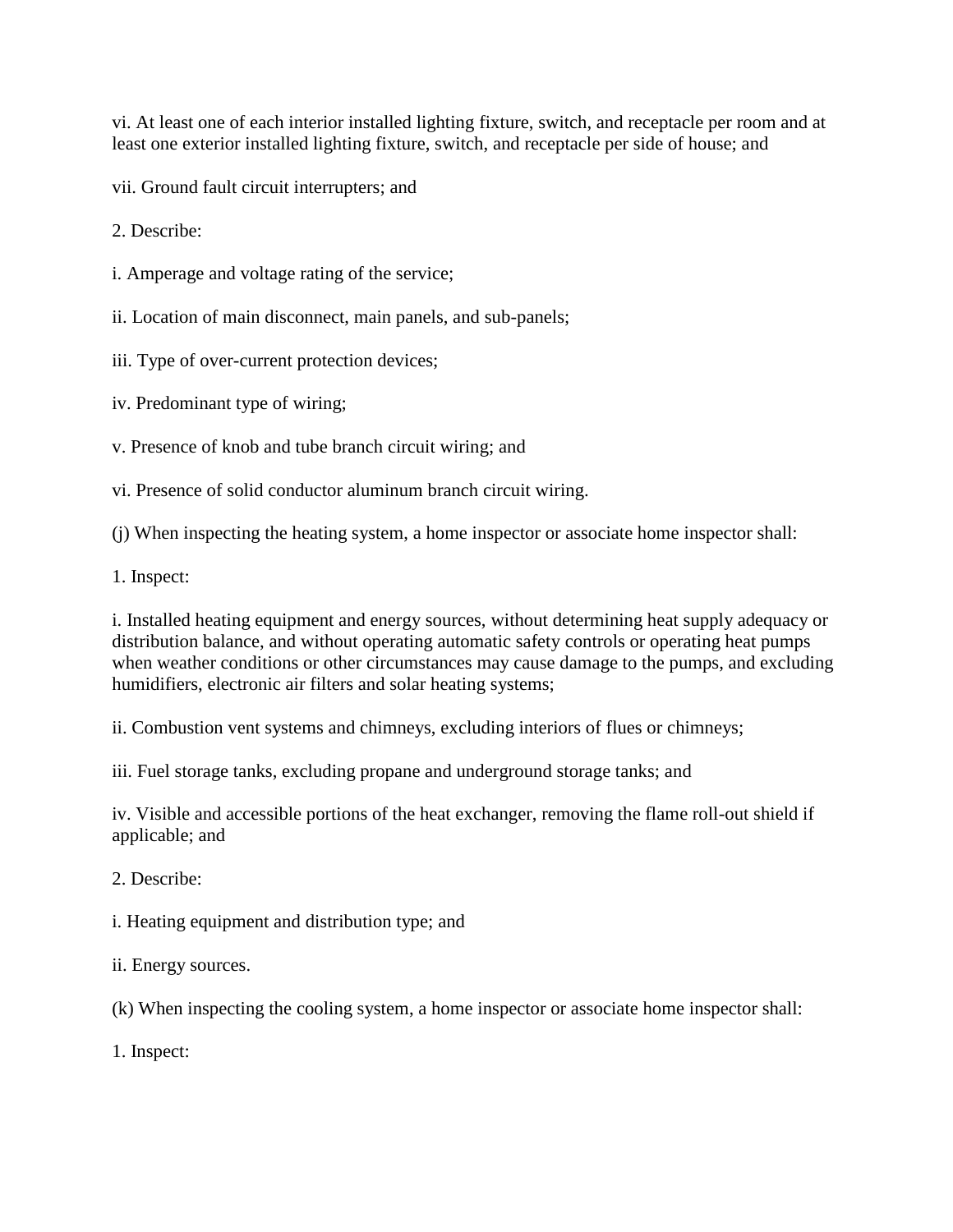vi. At least one of each interior installed lighting fixture, switch, and receptacle per room and at least one exterior installed lighting fixture, switch, and receptacle per side of house; and

vii. Ground fault circuit interrupters; and

2. Describe:

i. Amperage and voltage rating of the service;

ii. Location of main disconnect, main panels, and sub-panels;

iii. Type of over-current protection devices;

iv. Predominant type of wiring;

v. Presence of knob and tube branch circuit wiring; and

vi. Presence of solid conductor aluminum branch circuit wiring.

(j) When inspecting the heating system, a home inspector or associate home inspector shall:

1. Inspect:

i. Installed heating equipment and energy sources, without determining heat supply adequacy or distribution balance, and without operating automatic safety controls or operating heat pumps when weather conditions or other circumstances may cause damage to the pumps, and excluding humidifiers, electronic air filters and solar heating systems;

ii. Combustion vent systems and chimneys, excluding interiors of flues or chimneys;

iii. Fuel storage tanks, excluding propane and underground storage tanks; and

iv. Visible and accessible portions of the heat exchanger, removing the flame roll-out shield if applicable; and

2. Describe:

i. Heating equipment and distribution type; and

ii. Energy sources.

(k) When inspecting the cooling system, a home inspector or associate home inspector shall:

1. Inspect: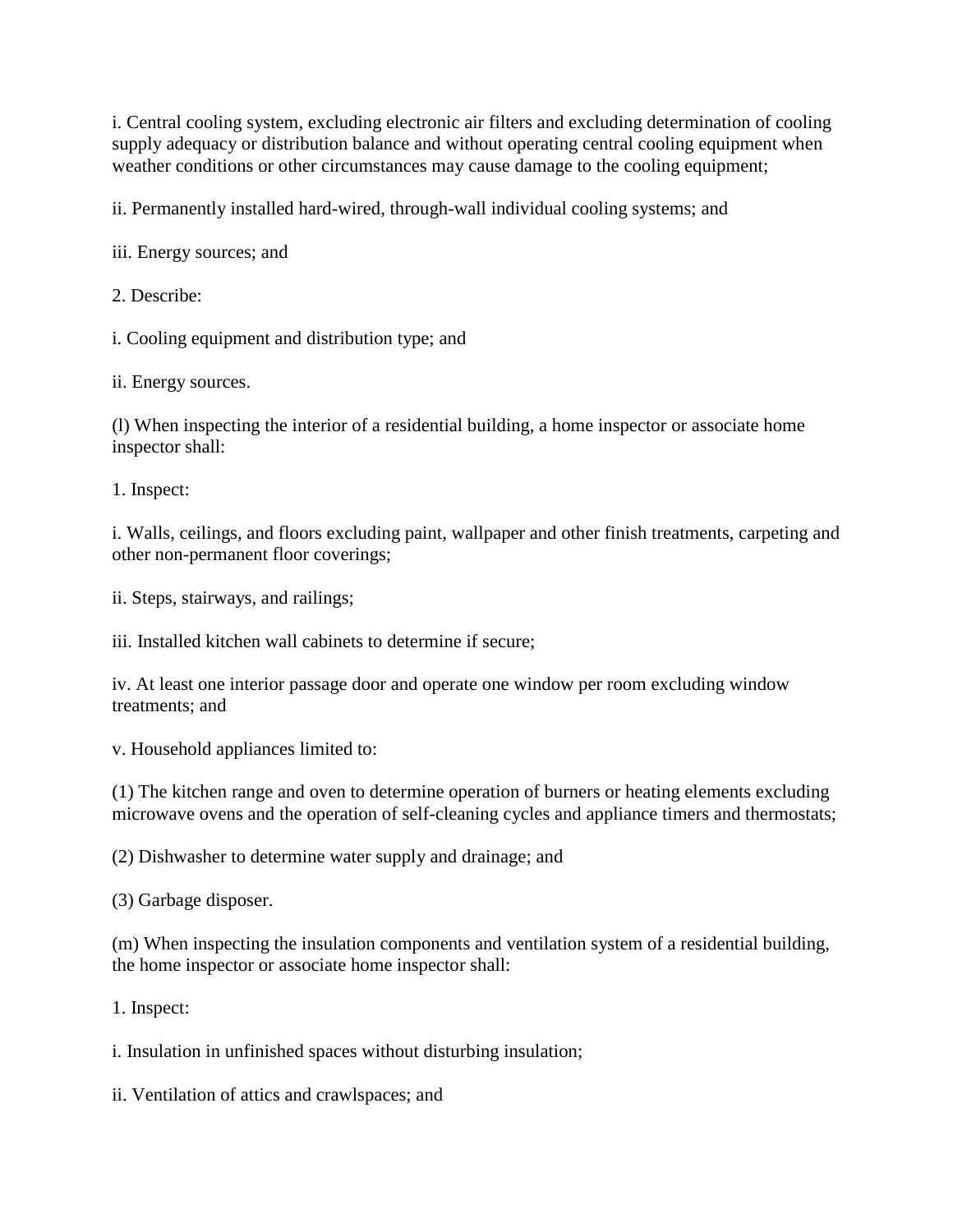i. Central cooling system, excluding electronic air filters and excluding determination of cooling supply adequacy or distribution balance and without operating central cooling equipment when weather conditions or other circumstances may cause damage to the cooling equipment;

ii. Permanently installed hard-wired, through-wall individual cooling systems; and

iii. Energy sources; and

2. Describe:

i. Cooling equipment and distribution type; and

ii. Energy sources.

(l) When inspecting the interior of a residential building, a home inspector or associate home inspector shall:

1. Inspect:

i. Walls, ceilings, and floors excluding paint, wallpaper and other finish treatments, carpeting and other non-permanent floor coverings;

ii. Steps, stairways, and railings;

iii. Installed kitchen wall cabinets to determine if secure;

iv. At least one interior passage door and operate one window per room excluding window treatments; and

v. Household appliances limited to:

(1) The kitchen range and oven to determine operation of burners or heating elements excluding microwave ovens and the operation of self-cleaning cycles and appliance timers and thermostats;

(2) Dishwasher to determine water supply and drainage; and

(3) Garbage disposer.

(m) When inspecting the insulation components and ventilation system of a residential building, the home inspector or associate home inspector shall:

1. Inspect:

i. Insulation in unfinished spaces without disturbing insulation;

ii. Ventilation of attics and crawlspaces; and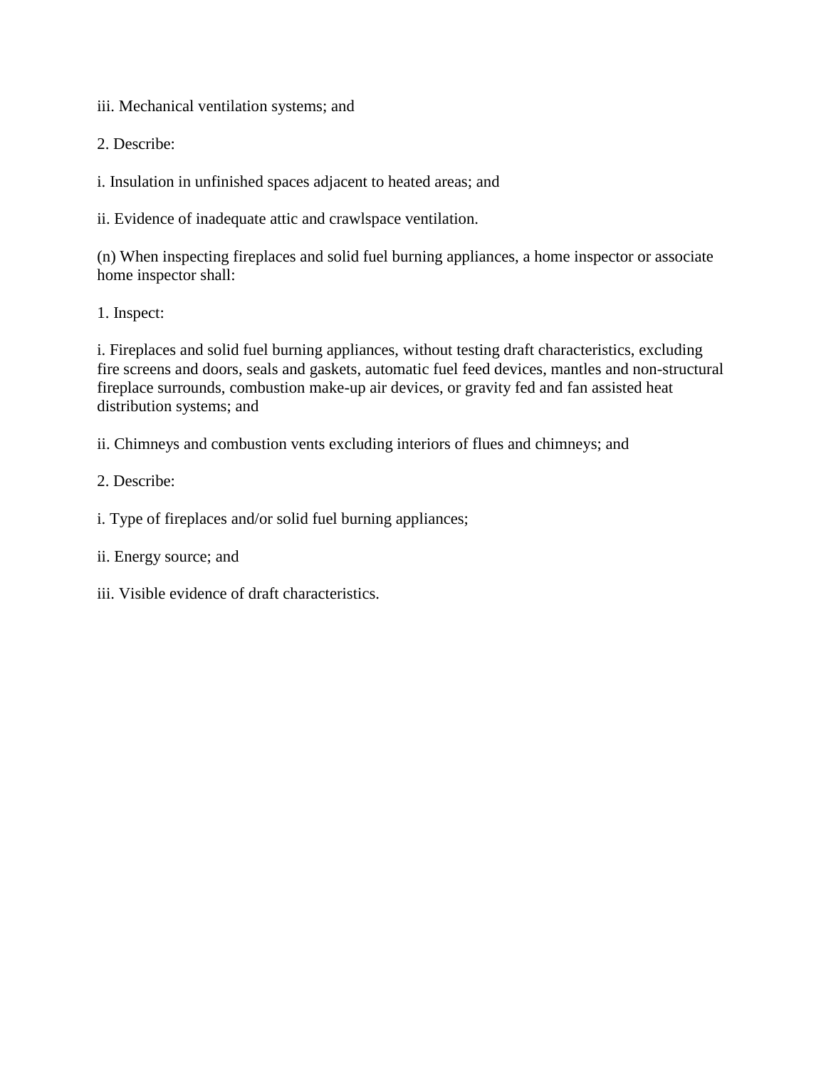iii. Mechanical ventilation systems; and

2. Describe:

i. Insulation in unfinished spaces adjacent to heated areas; and

ii. Evidence of inadequate attic and crawlspace ventilation.

(n) When inspecting fireplaces and solid fuel burning appliances, a home inspector or associate home inspector shall:

1. Inspect:

i. Fireplaces and solid fuel burning appliances, without testing draft characteristics, excluding fire screens and doors, seals and gaskets, automatic fuel feed devices, mantles and non-structural fireplace surrounds, combustion make-up air devices, or gravity fed and fan assisted heat distribution systems; and

ii. Chimneys and combustion vents excluding interiors of flues and chimneys; and

2. Describe:

i. Type of fireplaces and/or solid fuel burning appliances;

ii. Energy source; and

iii. Visible evidence of draft characteristics.